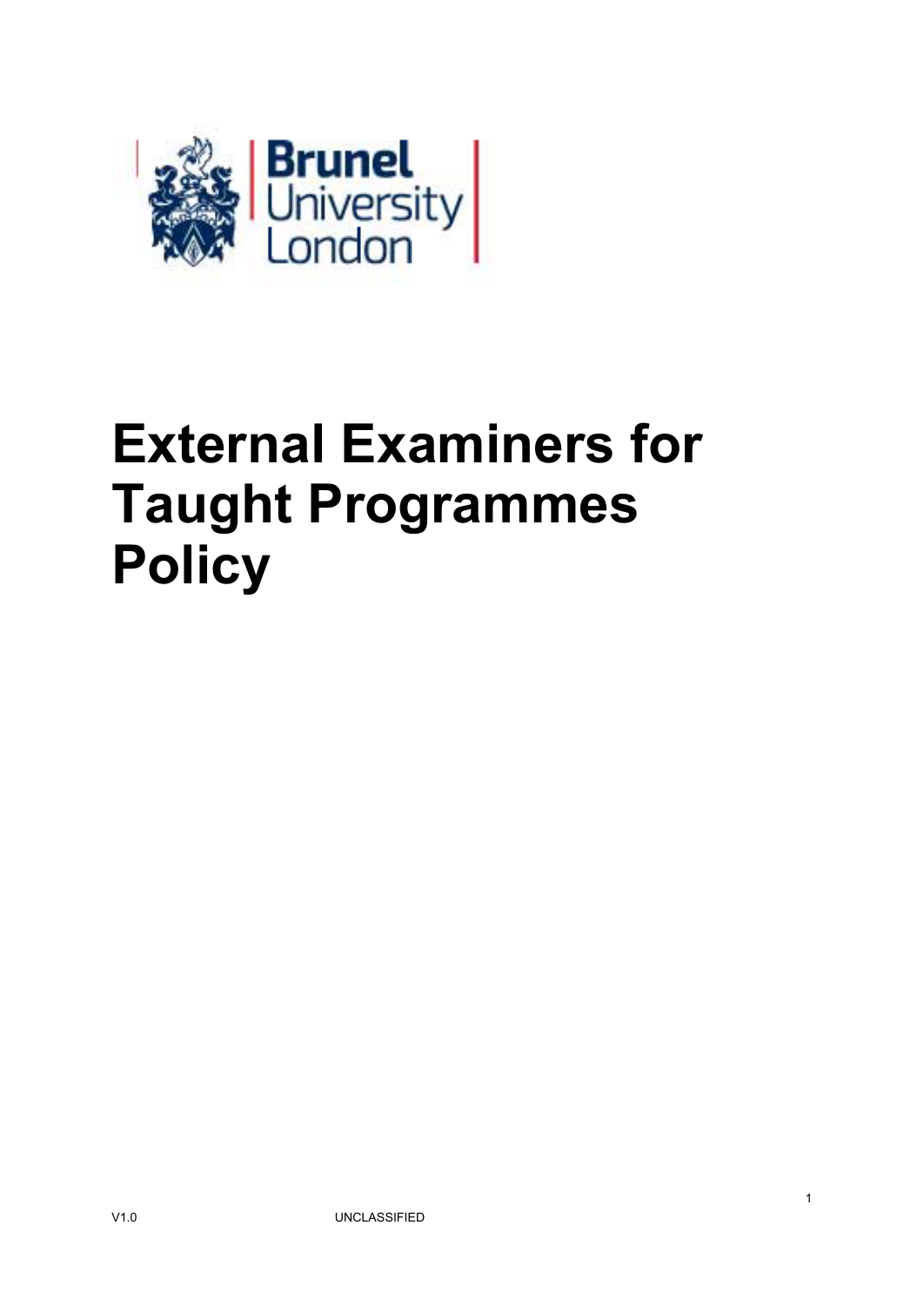# External Examiners for Taught Programmes Policy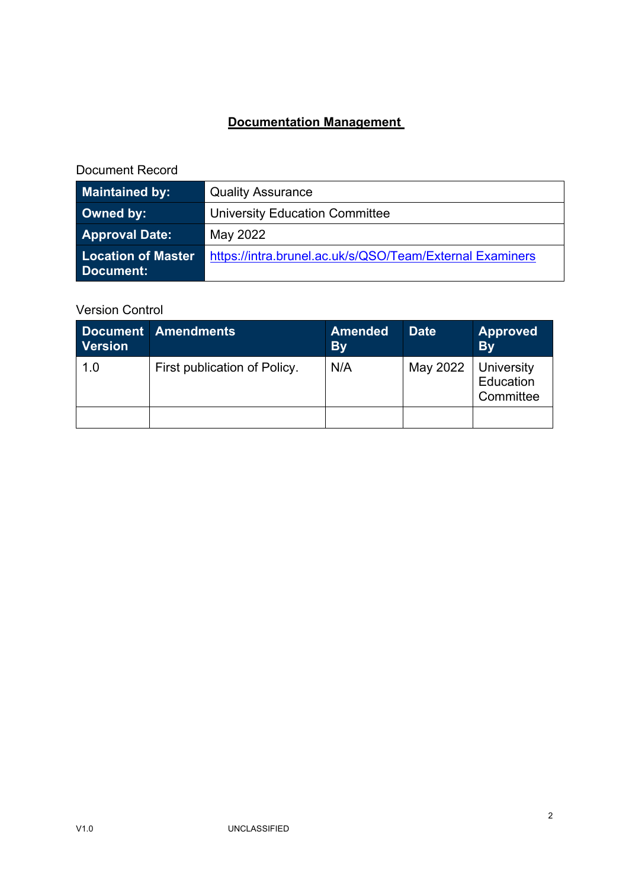## Documentation Management

Document Record

| | |
|---|---|
| **Maintained by:** | Quality Assurance |
| **Owned by:** | University Education Committee |
| **Approval Date:** | May 2022 |
| **Location of Master Document:** | [https://intra.brunel.ac.uk/s/QSO/Team/External Examiners](https://intra.brunel.ac.uk/s/QSO/Team/External Examiners) |

Version Control

| Document Version | Amendments | Amended By | Date | Approved By |
|---|---|---|---|---|
| 1.0 | First publication of Policy. | N/A | May 2022 | University Education Committee |
| | | | | |

UNCLASSIFIED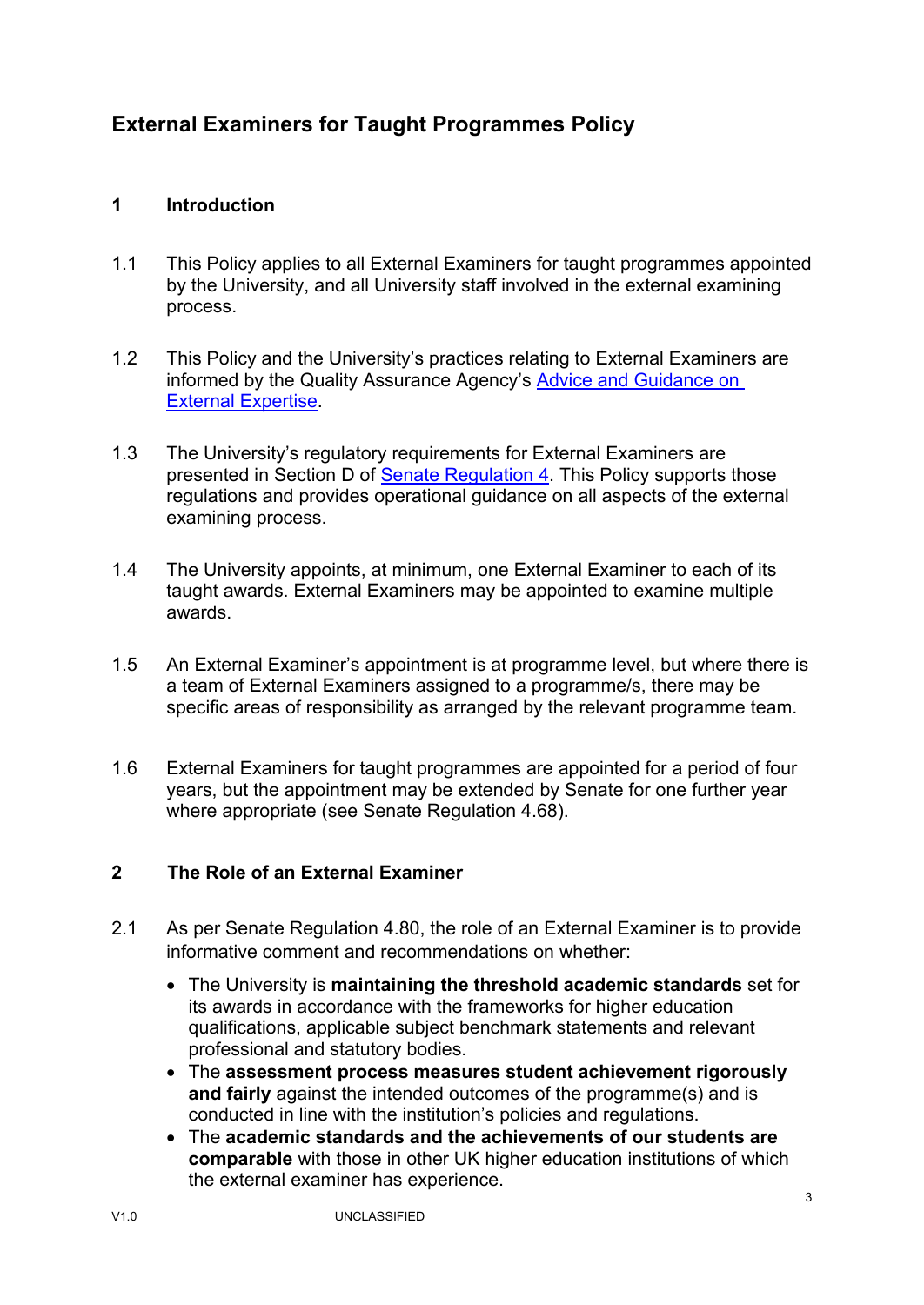# External Examiners for Taught Programmes Policy

## 1 Introduction

1.1 This Policy applies to all External Examiners for taught programmes appointed by the University, and all University staff involved in the external examining process.

1.2 This Policy and the University's practices relating to External Examiners are informed by the Quality Assurance Agency's [Advice and Guidance on External Expertise](#).

1.3 The University's regulatory requirements for External Examiners are presented in Section D of [Senate Regulation 4](#). This Policy supports those regulations and provides operational guidance on all aspects of the external examining process.

1.4 The University appoints, at minimum, one External Examiner to each of its taught awards. External Examiners may be appointed to examine multiple awards.

1.5 An External Examiner's appointment is at programme level, but where there is a team of External Examiners assigned to a programme/s, there may be specific areas of responsibility as arranged by the relevant programme team.

1.6 External Examiners for taught programmes are appointed for a period of four years, but the appointment may be extended by Senate for one further year where appropriate (see Senate Regulation 4.68).

## 2 The Role of an External Examiner

2.1 As per Senate Regulation 4.80, the role of an External Examiner is to provide informative comment and recommendations on whether:

- The University is **maintaining the threshold academic standards** set for its awards in accordance with the frameworks for higher education qualifications, applicable subject benchmark statements and relevant professional and statutory bodies.
- The **assessment process measures student achievement rigorously and fairly** against the intended outcomes of the programme(s) and is conducted in line with the institution's policies and regulations.
- The **academic standards and the achievements of our students are comparable** with those in other UK higher education institutions of which the external examiner has experience.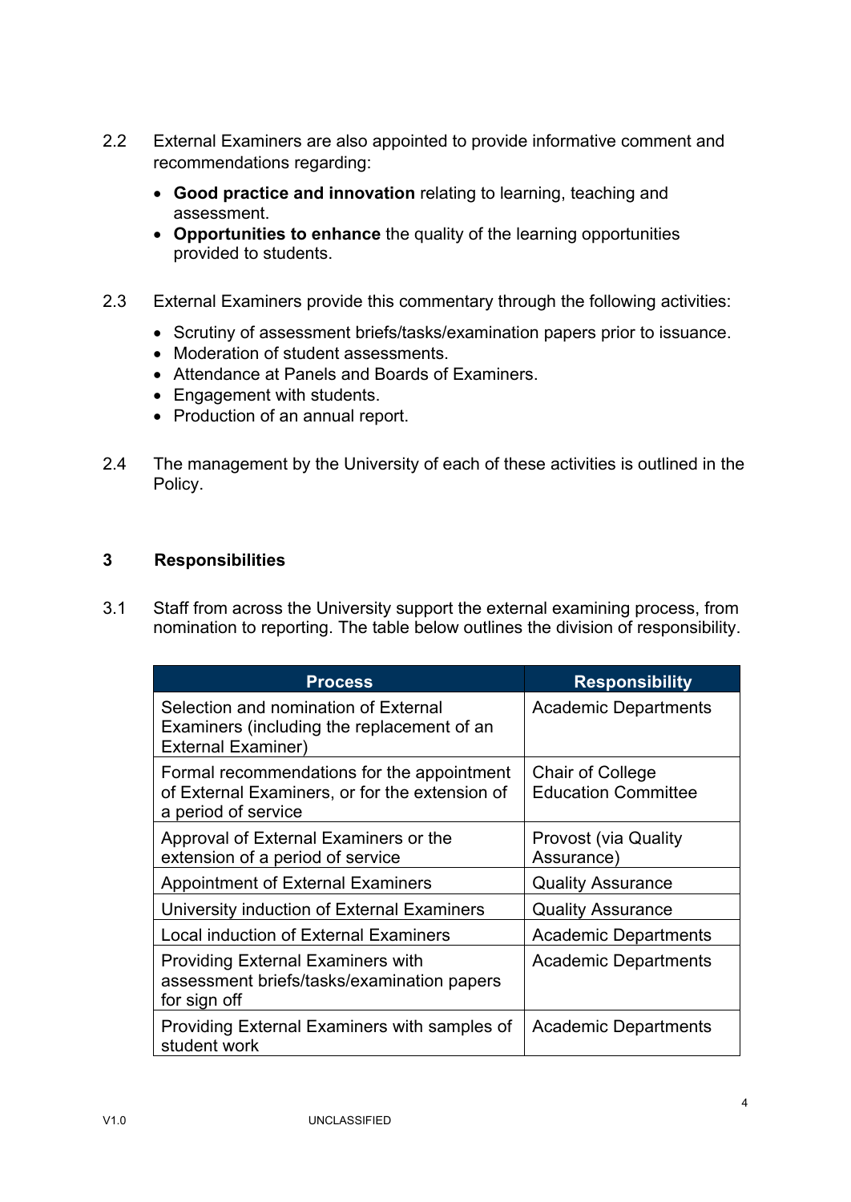2.2 External Examiners are also appointed to provide informative comment and recommendations regarding:

- **Good practice and innovation** relating to learning, teaching and assessment.
- **Opportunities to enhance** the quality of the learning opportunities provided to students.

2.3 External Examiners provide this commentary through the following activities:

- Scrutiny of assessment briefs/tasks/examination papers prior to issuance.
- Moderation of student assessments.
- Attendance at Panels and Boards of Examiners.
- Engagement with students.
- Production of an annual report.

2.4 The management by the University of each of these activities is outlined in the Policy.

## 3 Responsibilities

3.1 Staff from across the University support the external examining process, from nomination to reporting. The table below outlines the division of responsibility.

| Process | Responsibility |
|---|---|
| Selection and nomination of External Examiners (including the replacement of an External Examiner) | Academic Departments |
| Formal recommendations for the appointment of External Examiners, or for the extension of a period of service | Chair of College Education Committee |
| Approval of External Examiners or the extension of a period of service | Provost (via Quality Assurance) |
| Appointment of External Examiners | Quality Assurance |
| University induction of External Examiners | Quality Assurance |
| Local induction of External Examiners | Academic Departments |
| Providing External Examiners with assessment briefs/tasks/examination papers for sign off | Academic Departments |
| Providing External Examiners with samples of student work | Academic Departments |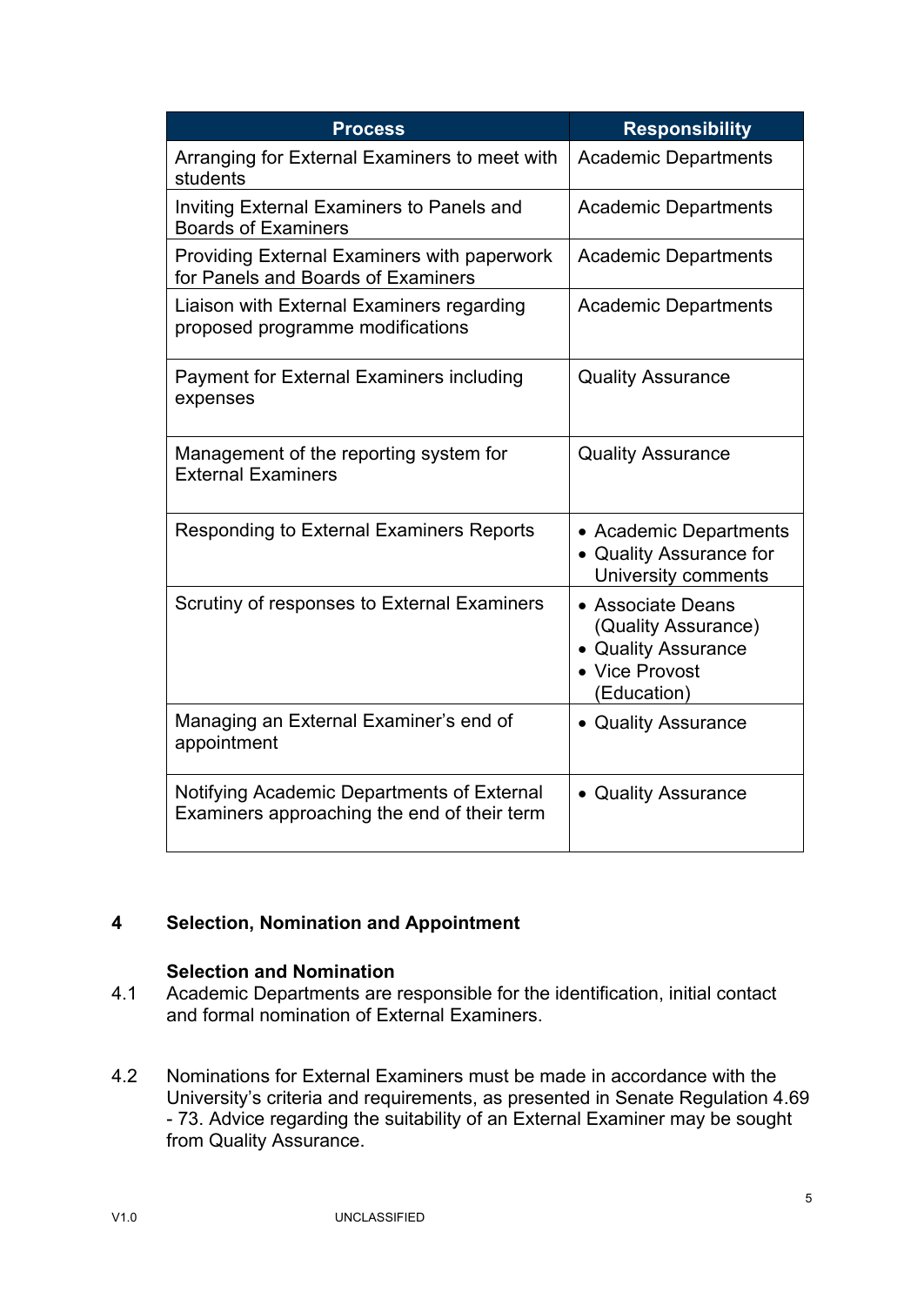| Process | Responsibility |
| --- | --- |
| Arranging for External Examiners to meet with students | Academic Departments |
| Inviting External Examiners to Panels and Boards of Examiners | Academic Departments |
| Providing External Examiners with paperwork for Panels and Boards of Examiners | Academic Departments |
| Liaison with External Examiners regarding proposed programme modifications | Academic Departments |
| Payment for External Examiners including expenses | Quality Assurance |
| Management of the reporting system for External Examiners | Quality Assurance |
| Responding to External Examiners Reports | • Academic Departments<br>• Quality Assurance for University comments |
| Scrutiny of responses to External Examiners | • Associate Deans (Quality Assurance)<br>• Quality Assurance<br>• Vice Provost (Education) |
| Managing an External Examiner's end of appointment | • Quality Assurance |
| Notifying Academic Departments of External Examiners approaching the end of their term | • Quality Assurance |

## 4 Selection, Nomination and Appointment

### Selection and Nomination

4.1 Academic Departments are responsible for the identification, initial contact and formal nomination of External Examiners.

4.2 Nominations for External Examiners must be made in accordance with the University's criteria and requirements, as presented in Senate Regulation 4.69 - 73. Advice regarding the suitability of an External Examiner may be sought from Quality Assurance.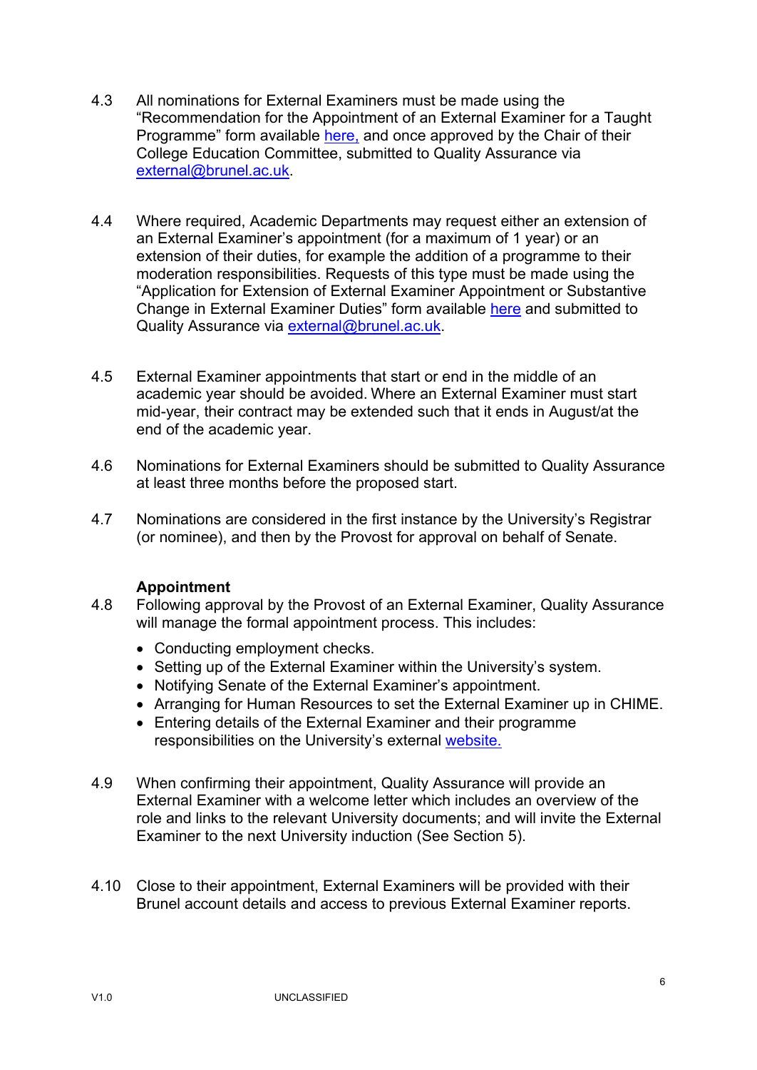4.3 All nominations for External Examiners must be made using the "Recommendation for the Appointment of an External Examiner for a Taught Programme" form available here, and once approved by the Chair of their College Education Committee, submitted to Quality Assurance via external@brunel.ac.uk.

4.4 Where required, Academic Departments may request either an extension of an External Examiner's appointment (for a maximum of 1 year) or an extension of their duties, for example the addition of a programme to their moderation responsibilities. Requests of this type must be made using the "Application for Extension of External Examiner Appointment or Substantive Change in External Examiner Duties" form available here and submitted to Quality Assurance via external@brunel.ac.uk.

4.5 External Examiner appointments that start or end in the middle of an academic year should be avoided. Where an External Examiner must start mid-year, their contract may be extended such that it ends in August/at the end of the academic year.

4.6 Nominations for External Examiners should be submitted to Quality Assurance at least three months before the proposed start.

4.7 Nominations are considered in the first instance by the University's Registrar (or nominee), and then by the Provost for approval on behalf of Senate.

**Appointment**

4.8 Following approval by the Provost of an External Examiner, Quality Assurance will manage the formal appointment process. This includes:

- Conducting employment checks.
- Setting up of the External Examiner within the University's system.
- Notifying Senate of the External Examiner's appointment.
- Arranging for Human Resources to set the External Examiner up in CHIME.
- Entering details of the External Examiner and their programme responsibilities on the University's external website.

4.9 When confirming their appointment, Quality Assurance will provide an External Examiner with a welcome letter which includes an overview of the role and links to the relevant University documents; and will invite the External Examiner to the next University induction (See Section 5).

4.10 Close to their appointment, External Examiners will be provided with their Brunel account details and access to previous External Examiner reports.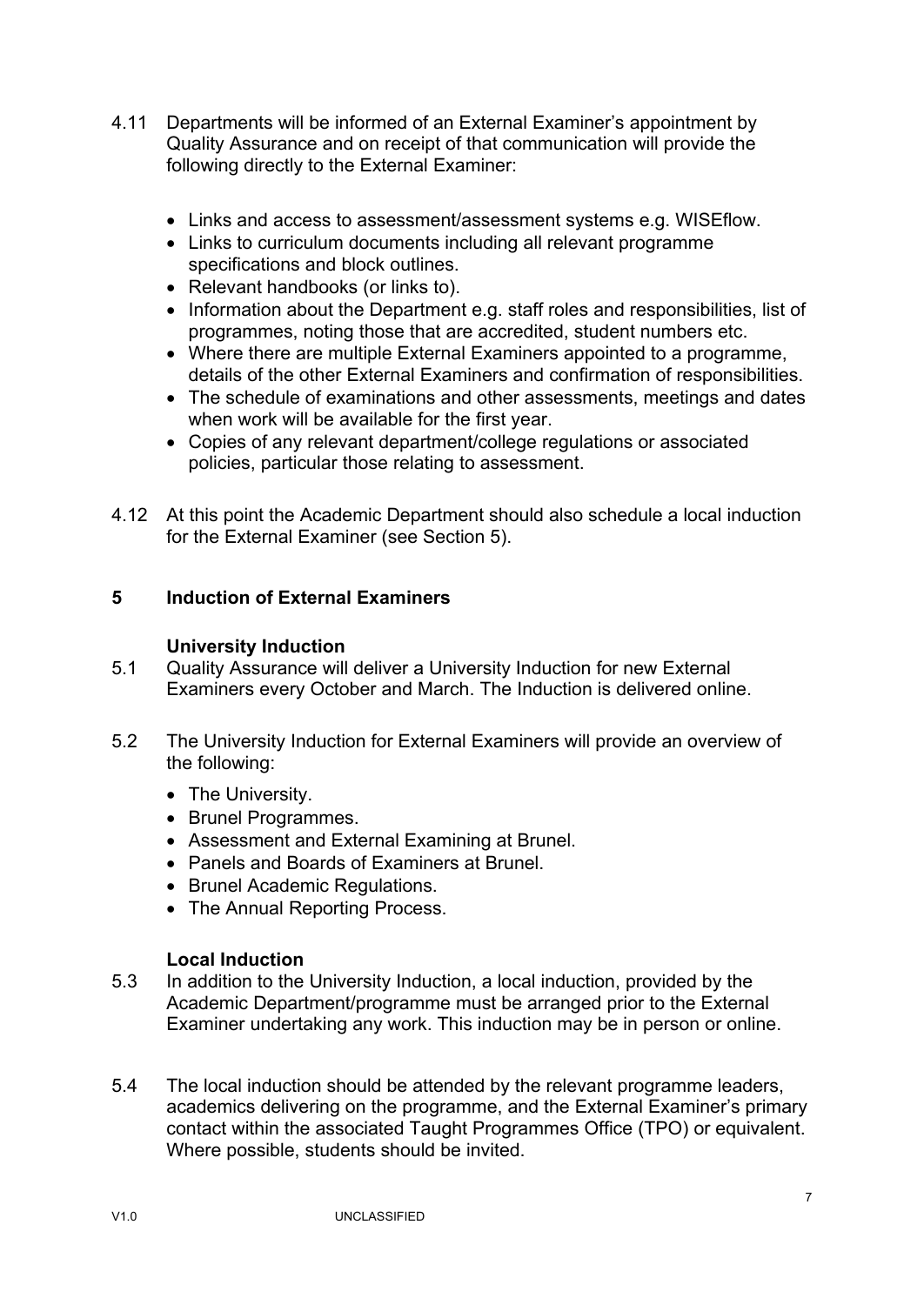4.11 Departments will be informed of an External Examiner's appointment by Quality Assurance and on receipt of that communication will provide the following directly to the External Examiner:

- Links and access to assessment/assessment systems e.g. WISEflow.
- Links to curriculum documents including all relevant programme specifications and block outlines.
- Relevant handbooks (or links to).
- Information about the Department e.g. staff roles and responsibilities, list of programmes, noting those that are accredited, student numbers etc.
- Where there are multiple External Examiners appointed to a programme, details of the other External Examiners and confirmation of responsibilities.
- The schedule of examinations and other assessments, meetings and dates when work will be available for the first year.
- Copies of any relevant department/college regulations or associated policies, particular those relating to assessment.

4.12 At this point the Academic Department should also schedule a local induction for the External Examiner (see Section 5).

## 5 Induction of External Examiners

### University Induction

5.1 Quality Assurance will deliver a University Induction for new External Examiners every October and March. The Induction is delivered online.

5.2 The University Induction for External Examiners will provide an overview of the following:

- The University.
- Brunel Programmes.
- Assessment and External Examining at Brunel.
- Panels and Boards of Examiners at Brunel.
- Brunel Academic Regulations.
- The Annual Reporting Process.

### Local Induction

5.3 In addition to the University Induction, a local induction, provided by the Academic Department/programme must be arranged prior to the External Examiner undertaking any work. This induction may be in person or online.

5.4 The local induction should be attended by the relevant programme leaders, academics delivering on the programme, and the External Examiner's primary contact within the associated Taught Programmes Office (TPO) or equivalent. Where possible, students should be invited.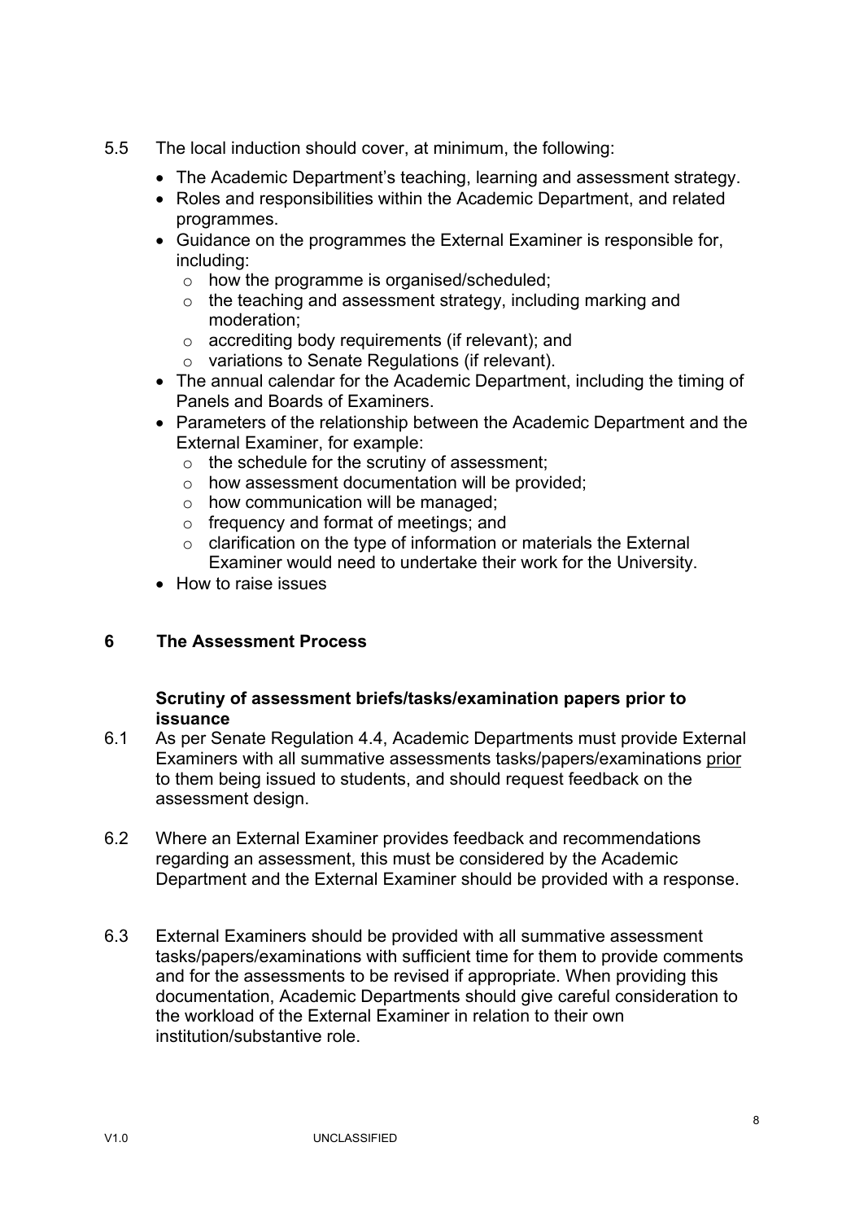5.5 The local induction should cover, at minimum, the following:

- The Academic Department's teaching, learning and assessment strategy.
- Roles and responsibilities within the Academic Department, and related programmes.
- Guidance on the programmes the External Examiner is responsible for, including:
  - how the programme is organised/scheduled;
  - the teaching and assessment strategy, including marking and moderation;
  - accrediting body requirements (if relevant); and
  - variations to Senate Regulations (if relevant).
- The annual calendar for the Academic Department, including the timing of Panels and Boards of Examiners.
- Parameters of the relationship between the Academic Department and the External Examiner, for example:
  - the schedule for the scrutiny of assessment;
  - how assessment documentation will be provided;
  - how communication will be managed;
  - frequency and format of meetings; and
  - clarification on the type of information or materials the External Examiner would need to undertake their work for the University.
- How to raise issues

## 6 The Assessment Process

### Scrutiny of assessment briefs/tasks/examination papers prior to issuance

6.1 As per Senate Regulation 4.4, Academic Departments must provide External Examiners with all summative assessments tasks/papers/examinations prior to them being issued to students, and should request feedback on the assessment design.

6.2 Where an External Examiner provides feedback and recommendations regarding an assessment, this must be considered by the Academic Department and the External Examiner should be provided with a response.

6.3 External Examiners should be provided with all summative assessment tasks/papers/examinations with sufficient time for them to provide comments and for the assessments to be revised if appropriate. When providing this documentation, Academic Departments should give careful consideration to the workload of the External Examiner in relation to their own institution/substantive role.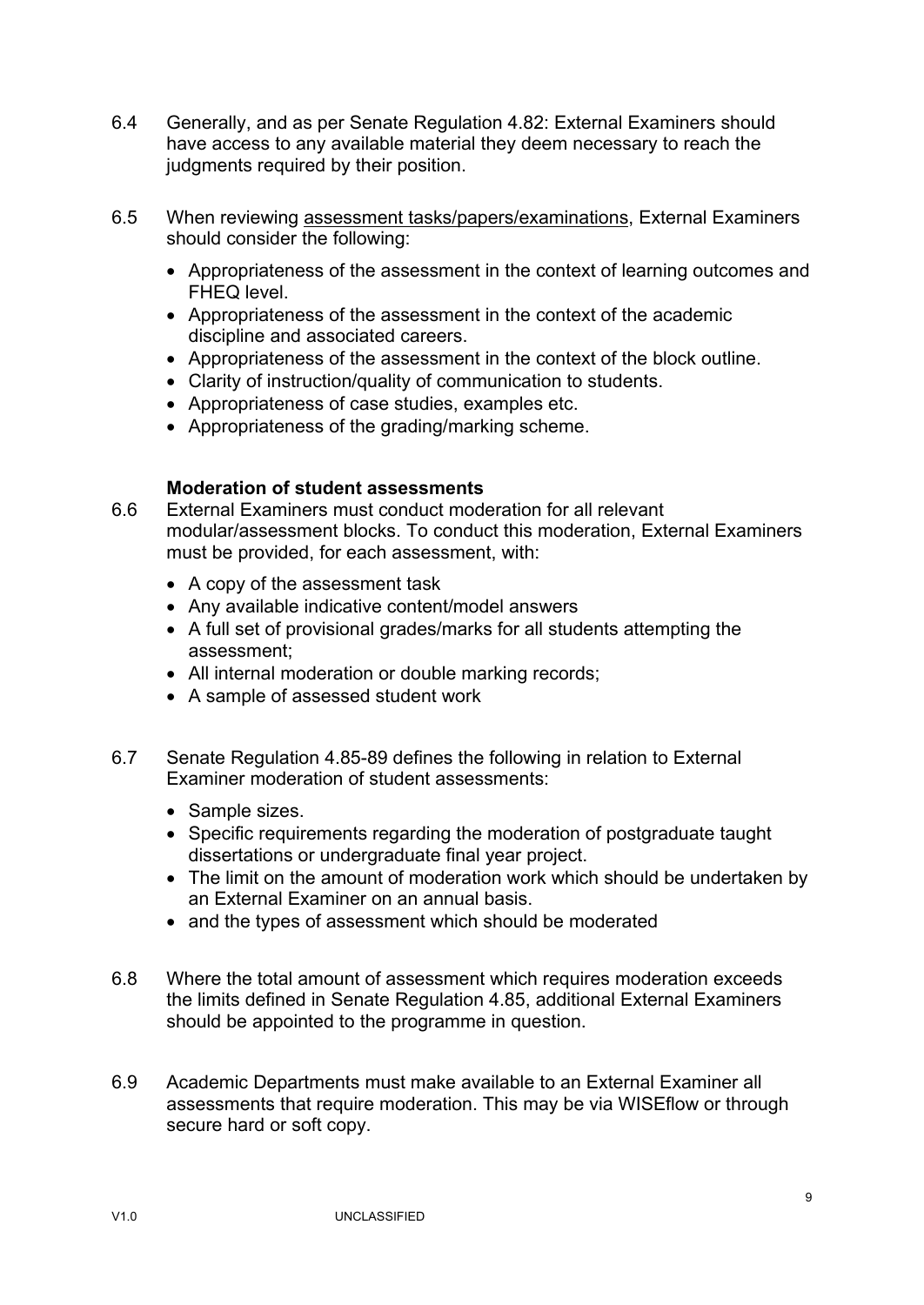6.4 Generally, and as per Senate Regulation 4.82: External Examiners should have access to any available material they deem necessary to reach the judgments required by their position.

6.5 When reviewing assessment tasks/papers/examinations, External Examiners should consider the following:

- Appropriateness of the assessment in the context of learning outcomes and FHEQ level.
- Appropriateness of the assessment in the context of the academic discipline and associated careers.
- Appropriateness of the assessment in the context of the block outline.
- Clarity of instruction/quality of communication to students.
- Appropriateness of case studies, examples etc.
- Appropriateness of the grading/marking scheme.

**Moderation of student assessments**

6.6 External Examiners must conduct moderation for all relevant modular/assessment blocks. To conduct this moderation, External Examiners must be provided, for each assessment, with:

- A copy of the assessment task
- Any available indicative content/model answers
- A full set of provisional grades/marks for all students attempting the assessment;
- All internal moderation or double marking records;
- A sample of assessed student work

6.7 Senate Regulation 4.85-89 defines the following in relation to External Examiner moderation of student assessments:

- Sample sizes.
- Specific requirements regarding the moderation of postgraduate taught dissertations or undergraduate final year project.
- The limit on the amount of moderation work which should be undertaken by an External Examiner on an annual basis.
- and the types of assessment which should be moderated

6.8 Where the total amount of assessment which requires moderation exceeds the limits defined in Senate Regulation 4.85, additional External Examiners should be appointed to the programme in question.

6.9 Academic Departments must make available to an External Examiner all assessments that require moderation. This may be via WISEflow or through secure hard or soft copy.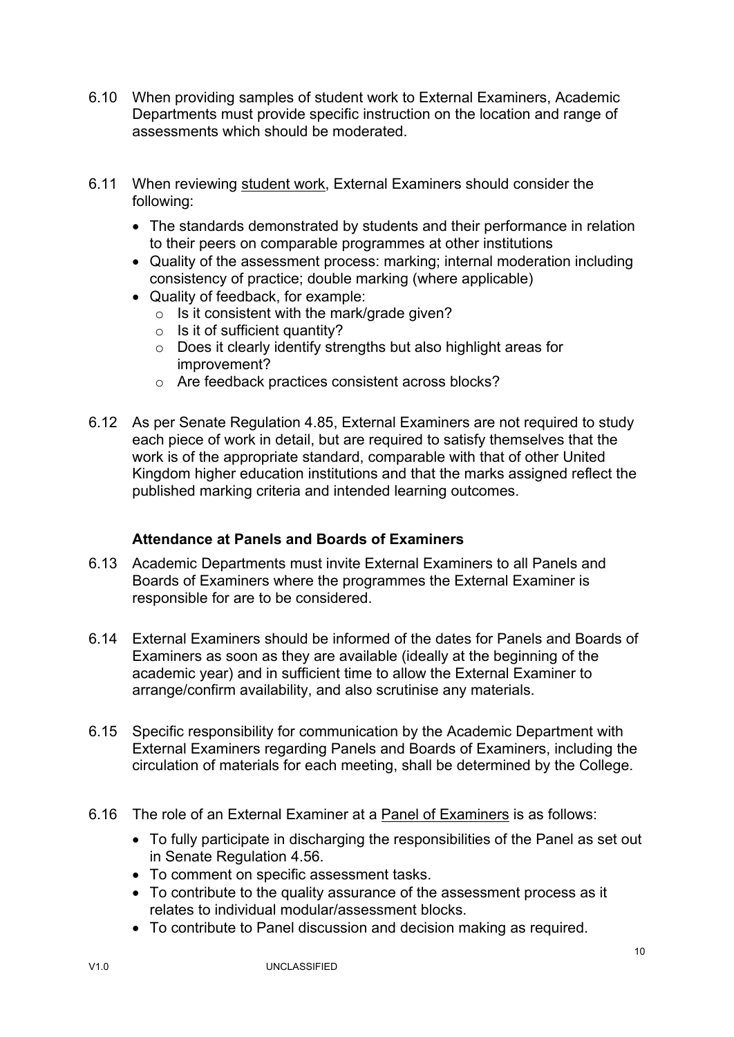6.10 When providing samples of student work to External Examiners, Academic Departments must provide specific instruction on the location and range of assessments which should be moderated.

6.11 When reviewing student work, External Examiners should consider the following:

- The standards demonstrated by students and their performance in relation to their peers on comparable programmes at other institutions
- Quality of the assessment process: marking; internal moderation including consistency of practice; double marking (where applicable)
- Quality of feedback, for example:
  - Is it consistent with the mark/grade given?
  - Is it of sufficient quantity?
  - Does it clearly identify strengths but also highlight areas for improvement?
  - Are feedback practices consistent across blocks?

6.12 As per Senate Regulation 4.85, External Examiners are not required to study each piece of work in detail, but are required to satisfy themselves that the work is of the appropriate standard, comparable with that of other United Kingdom higher education institutions and that the marks assigned reflect the published marking criteria and intended learning outcomes.

### Attendance at Panels and Boards of Examiners

6.13 Academic Departments must invite External Examiners to all Panels and Boards of Examiners where the programmes the External Examiner is responsible for are to be considered.

6.14 External Examiners should be informed of the dates for Panels and Boards of Examiners as soon as they are available (ideally at the beginning of the academic year) and in sufficient time to allow the External Examiner to arrange/confirm availability, and also scrutinise any materials.

6.15 Specific responsibility for communication by the Academic Department with External Examiners regarding Panels and Boards of Examiners, including the circulation of materials for each meeting, shall be determined by the College.

6.16 The role of an External Examiner at a Panel of Examiners is as follows:

- To fully participate in discharging the responsibilities of the Panel as set out in Senate Regulation 4.56.
- To comment on specific assessment tasks.
- To contribute to the quality assurance of the assessment process as it relates to individual modular/assessment blocks.
- To contribute to Panel discussion and decision making as required.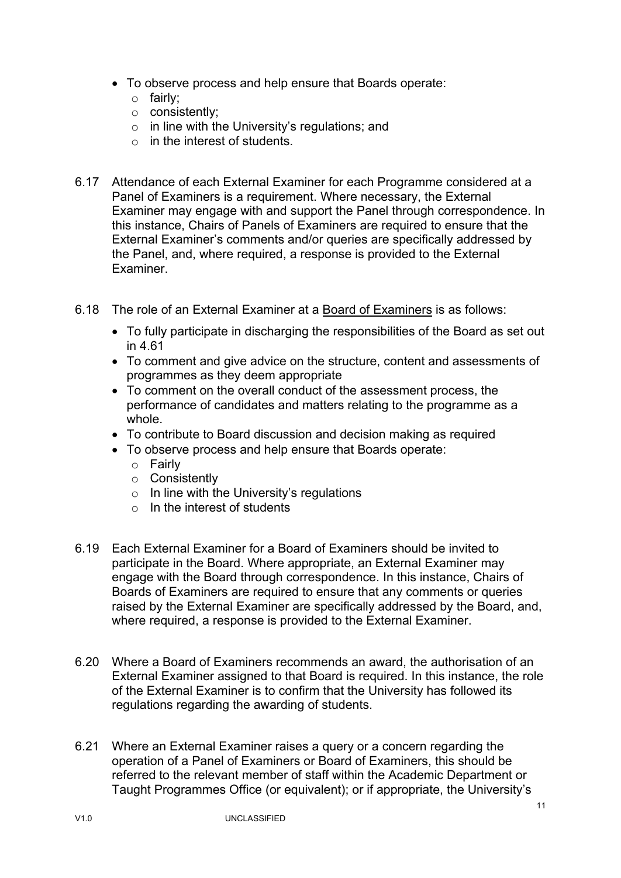- To observe process and help ensure that Boards operate:
    - fairly;
    - consistently;
    - in line with the University's regulations; and
    - in the interest of students.

6.17 Attendance of each External Examiner for each Programme considered at a Panel of Examiners is a requirement. Where necessary, the External Examiner may engage with and support the Panel through correspondence. In this instance, Chairs of Panels of Examiners are required to ensure that the External Examiner's comments and/or queries are specifically addressed by the Panel, and, where required, a response is provided to the External Examiner.

6.18 The role of an External Examiner at a Board of Examiners is as follows:

- To fully participate in discharging the responsibilities of the Board as set out in 4.61
- To comment and give advice on the structure, content and assessments of programmes as they deem appropriate
- To comment on the overall conduct of the assessment process, the performance of candidates and matters relating to the programme as a whole.
- To contribute to Board discussion and decision making as required
- To observe process and help ensure that Boards operate:
    - Fairly
    - Consistently
    - In line with the University's regulations
    - In the interest of students

6.19 Each External Examiner for a Board of Examiners should be invited to participate in the Board. Where appropriate, an External Examiner may engage with the Board through correspondence. In this instance, Chairs of Boards of Examiners are required to ensure that any comments or queries raised by the External Examiner are specifically addressed by the Board, and, where required, a response is provided to the External Examiner.

6.20 Where a Board of Examiners recommends an award, the authorisation of an External Examiner assigned to that Board is required. In this instance, the role of the External Examiner is to confirm that the University has followed its regulations regarding the awarding of students.

6.21 Where an External Examiner raises a query or a concern regarding the operation of a Panel of Examiners or Board of Examiners, this should be referred to the relevant member of staff within the Academic Department or Taught Programmes Office (or equivalent); or if appropriate, the University's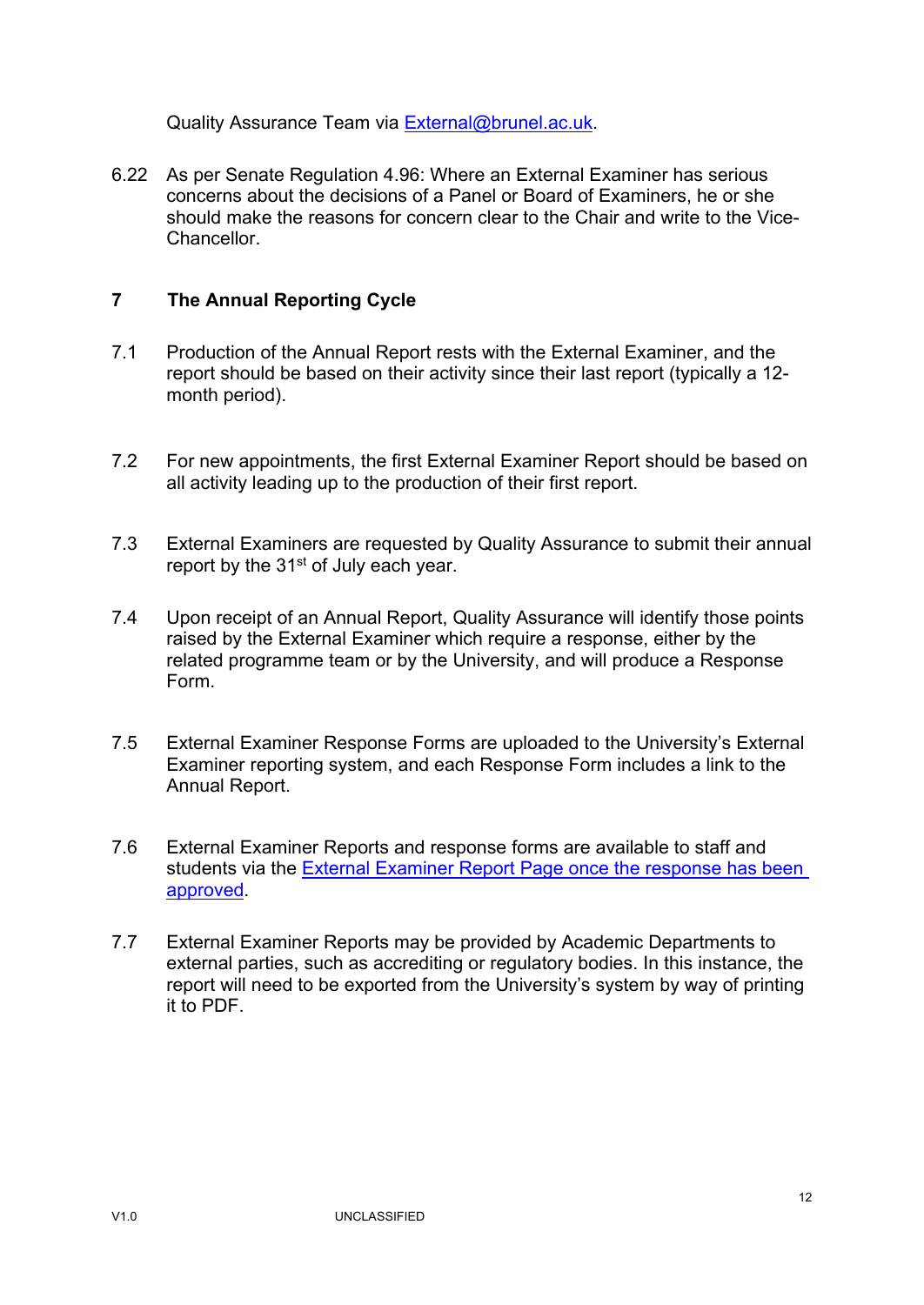Quality Assurance Team via [External@brunel.ac.uk](mailto:External@brunel.ac.uk).

6.22 As per Senate Regulation 4.96: Where an External Examiner has serious concerns about the decisions of a Panel or Board of Examiners, he or she should make the reasons for concern clear to the Chair and write to the Vice-Chancellor.

## 7 The Annual Reporting Cycle

7.1 Production of the Annual Report rests with the External Examiner, and the report should be based on their activity since their last report (typically a 12-month period).

7.2 For new appointments, the first External Examiner Report should be based on all activity leading up to the production of their first report.

7.3 External Examiners are requested by Quality Assurance to submit their annual report by the 31st of July each year.

7.4 Upon receipt of an Annual Report, Quality Assurance will identify those points raised by the External Examiner which require a response, either by the related programme team or by the University, and will produce a Response Form.

7.5 External Examiner Response Forms are uploaded to the University's External Examiner reporting system, and each Response Form includes a link to the Annual Report.

7.6 External Examiner Reports and response forms are available to staff and students via the External Examiner Report Page once the response has been approved.

7.7 External Examiner Reports may be provided by Academic Departments to external parties, such as accrediting or regulatory bodies. In this instance, the report will need to be exported from the University's system by way of printing it to PDF.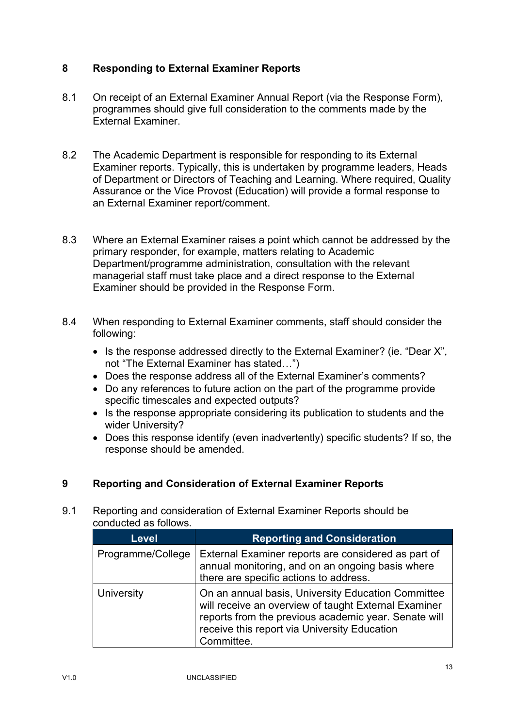## 8 Responding to External Examiner Reports

8.1 On receipt of an External Examiner Annual Report (via the Response Form), programmes should give full consideration to the comments made by the External Examiner.

8.2 The Academic Department is responsible for responding to its External Examiner reports. Typically, this is undertaken by programme leaders, Heads of Department or Directors of Teaching and Learning. Where required, Quality Assurance or the Vice Provost (Education) will provide a formal response to an External Examiner report/comment.

8.3 Where an External Examiner raises a point which cannot be addressed by the primary responder, for example, matters relating to Academic Department/programme administration, consultation with the relevant managerial staff must take place and a direct response to the External Examiner should be provided in the Response Form.

8.4 When responding to External Examiner comments, staff should consider the following:

- Is the response addressed directly to the External Examiner? (ie. "Dear X", not "The External Examiner has stated…")
- Does the response address all of the External Examiner's comments?
- Do any references to future action on the part of the programme provide specific timescales and expected outputs?
- Is the response appropriate considering its publication to students and the wider University?
- Does this response identify (even inadvertently) specific students? If so, the response should be amended.

## 9 Reporting and Consideration of External Examiner Reports

9.1 Reporting and consideration of External Examiner Reports should be conducted as follows.

| Level | Reporting and Consideration |
|---|---|
| Programme/College | External Examiner reports are considered as part of annual monitoring, and on an ongoing basis where there are specific actions to address. |
| University | On an annual basis, University Education Committee will receive an overview of taught External Examiner reports from the previous academic year. Senate will receive this report via University Education Committee. |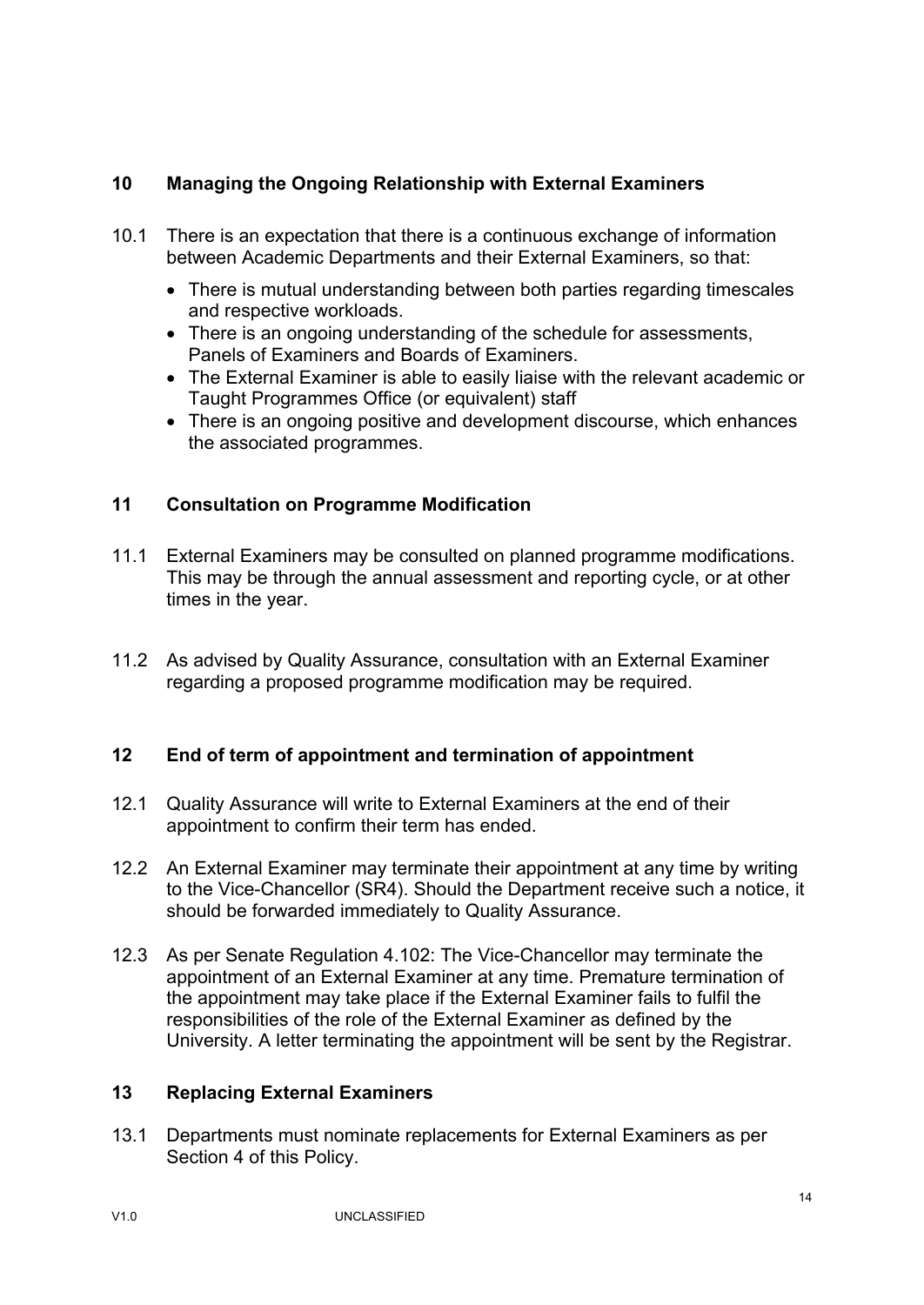## 10 Managing the Ongoing Relationship with External Examiners

10.1 There is an expectation that there is a continuous exchange of information between Academic Departments and their External Examiners, so that:

- There is mutual understanding between both parties regarding timescales and respective workloads.
- There is an ongoing understanding of the schedule for assessments, Panels of Examiners and Boards of Examiners.
- The External Examiner is able to easily liaise with the relevant academic or Taught Programmes Office (or equivalent) staff
- There is an ongoing positive and development discourse, which enhances the associated programmes.

## 11 Consultation on Programme Modification

11.1 External Examiners may be consulted on planned programme modifications. This may be through the annual assessment and reporting cycle, or at other times in the year.

11.2 As advised by Quality Assurance, consultation with an External Examiner regarding a proposed programme modification may be required.

## 12 End of term of appointment and termination of appointment

12.1 Quality Assurance will write to External Examiners at the end of their appointment to confirm their term has ended.

12.2 An External Examiner may terminate their appointment at any time by writing to the Vice-Chancellor (SR4). Should the Department receive such a notice, it should be forwarded immediately to Quality Assurance.

12.3 As per Senate Regulation 4.102: The Vice-Chancellor may terminate the appointment of an External Examiner at any time. Premature termination of the appointment may take place if the External Examiner fails to fulfil the responsibilities of the role of the External Examiner as defined by the University. A letter terminating the appointment will be sent by the Registrar.

## 13 Replacing External Examiners

13.1 Departments must nominate replacements for External Examiners as per Section 4 of this Policy.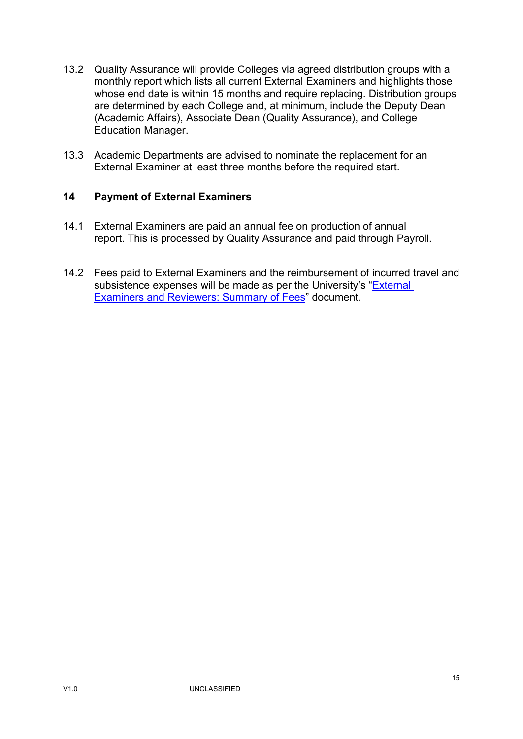13.2 Quality Assurance will provide Colleges via agreed distribution groups with a monthly report which lists all current External Examiners and highlights those whose end date is within 15 months and require replacing. Distribution groups are determined by each College and, at minimum, include the Deputy Dean (Academic Affairs), Associate Dean (Quality Assurance), and College Education Manager.

13.3 Academic Departments are advised to nominate the replacement for an External Examiner at least three months before the required start.

## 14 Payment of External Examiners

14.1 External Examiners are paid an annual fee on production of annual report. This is processed by Quality Assurance and paid through Payroll.

14.2 Fees paid to External Examiners and the reimbursement of incurred travel and subsistence expenses will be made as per the University's "External Examiners and Reviewers: Summary of Fees" document.